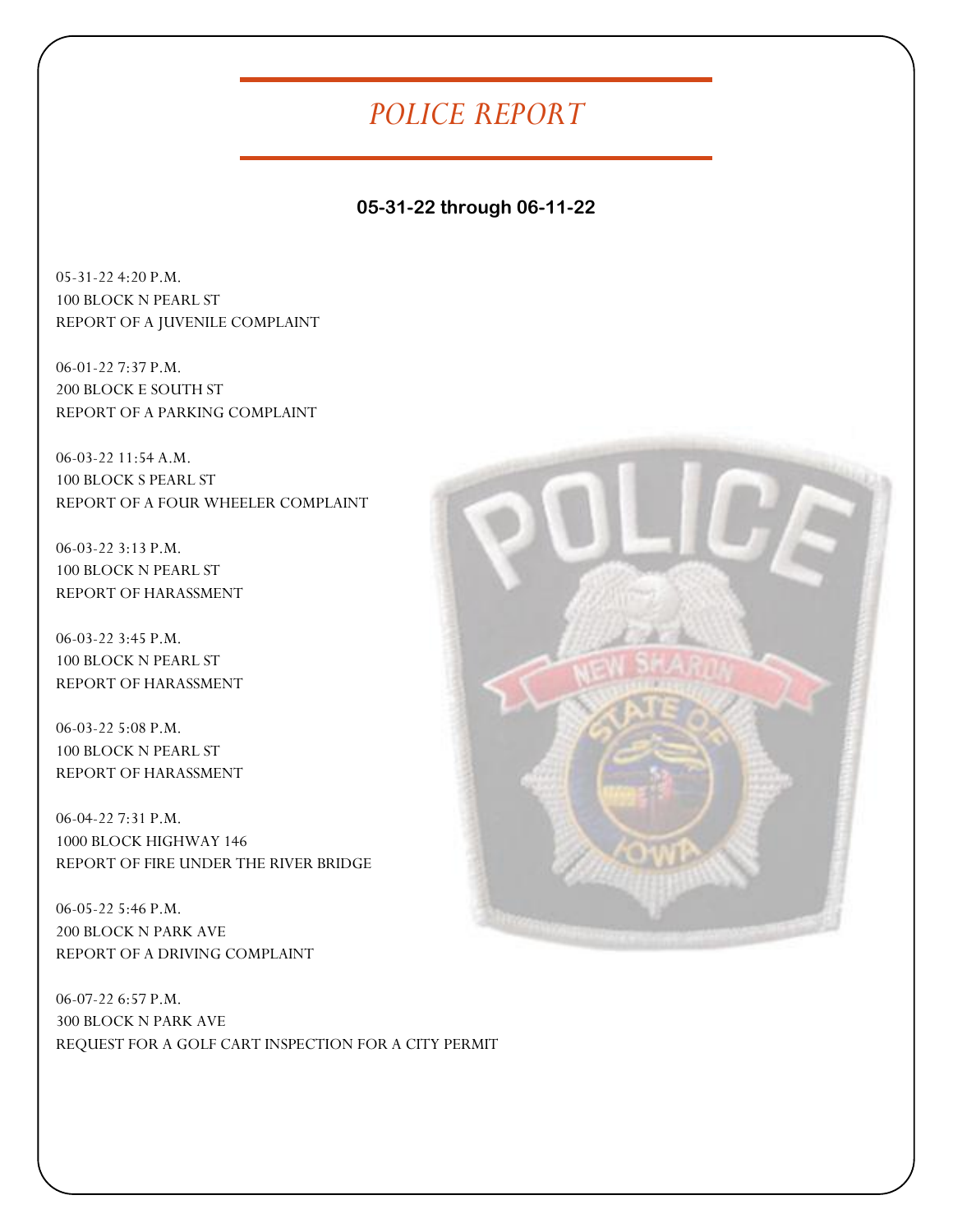# *POLICE REPORT*

**05-31-22 through 06-11-22**

05-31-22 4:20 P.M.
100 BLOCK N PEARL ST
REPORT OF A JUVENILE COMPLAINT

06-01-22 7:37 P.M.
200 BLOCK E SOUTH ST
REPORT OF A PARKING COMPLAINT

06-03-22 11:54 A.M.
100 BLOCK S PEARL ST
REPORT OF A FOUR WHEELER COMPLAINT

06-03-22 3:13 P.M.
100 BLOCK N PEARL ST
REPORT OF HARASSMENT

06-03-22 3:45 P.M.
100 BLOCK N PEARL ST
REPORT OF HARASSMENT

06-03-22 5:08 P.M.
100 BLOCK N PEARL ST
REPORT OF HARASSMENT

06-04-22 7:31 P.M.
1000 BLOCK HIGHWAY 146
REPORT OF FIRE UNDER THE RIVER BRIDGE

06-05-22 5:46 P.M.
200 BLOCK N PARK AVE
REPORT OF A DRIVING COMPLAINT

06-07-22 6:57 P.M.
300 BLOCK N PARK AVE
REQUEST FOR A GOLF CART INSPECTION FOR A CITY PERMIT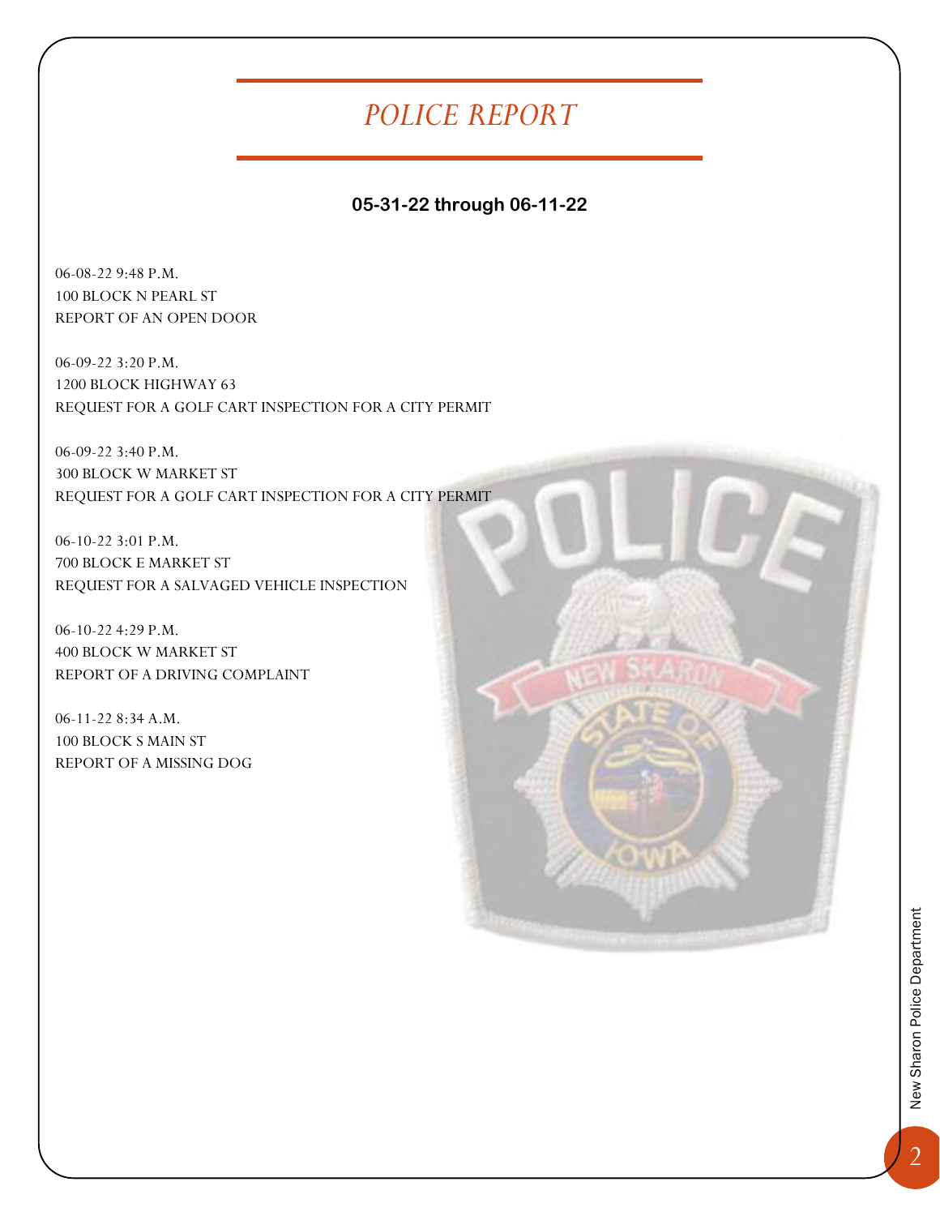# *POLICE REPORT*

**05-31-22 through 06-11-22**

06-08-22 9:48 P.M.
100 BLOCK N PEARL ST
REPORT OF AN OPEN DOOR

06-09-22 3:20 P.M.
1200 BLOCK HIGHWAY 63
REQUEST FOR A GOLF CART INSPECTION FOR A CITY PERMIT

06-09-22 3:40 P.M.
300 BLOCK W MARKET ST
REQUEST FOR A GOLF CART INSPECTION FOR A CITY PERMIT

06-10-22 3:01 P.M.
700 BLOCK E MARKET ST
REQUEST FOR A SALVAGED VEHICLE INSPECTION

06-10-22 4:29 P.M.
400 BLOCK W MARKET ST
REPORT OF A DRIVING COMPLAINT

06-11-22 8:34 A.M.
100 BLOCK S MAIN ST
REPORT OF A MISSING DOG